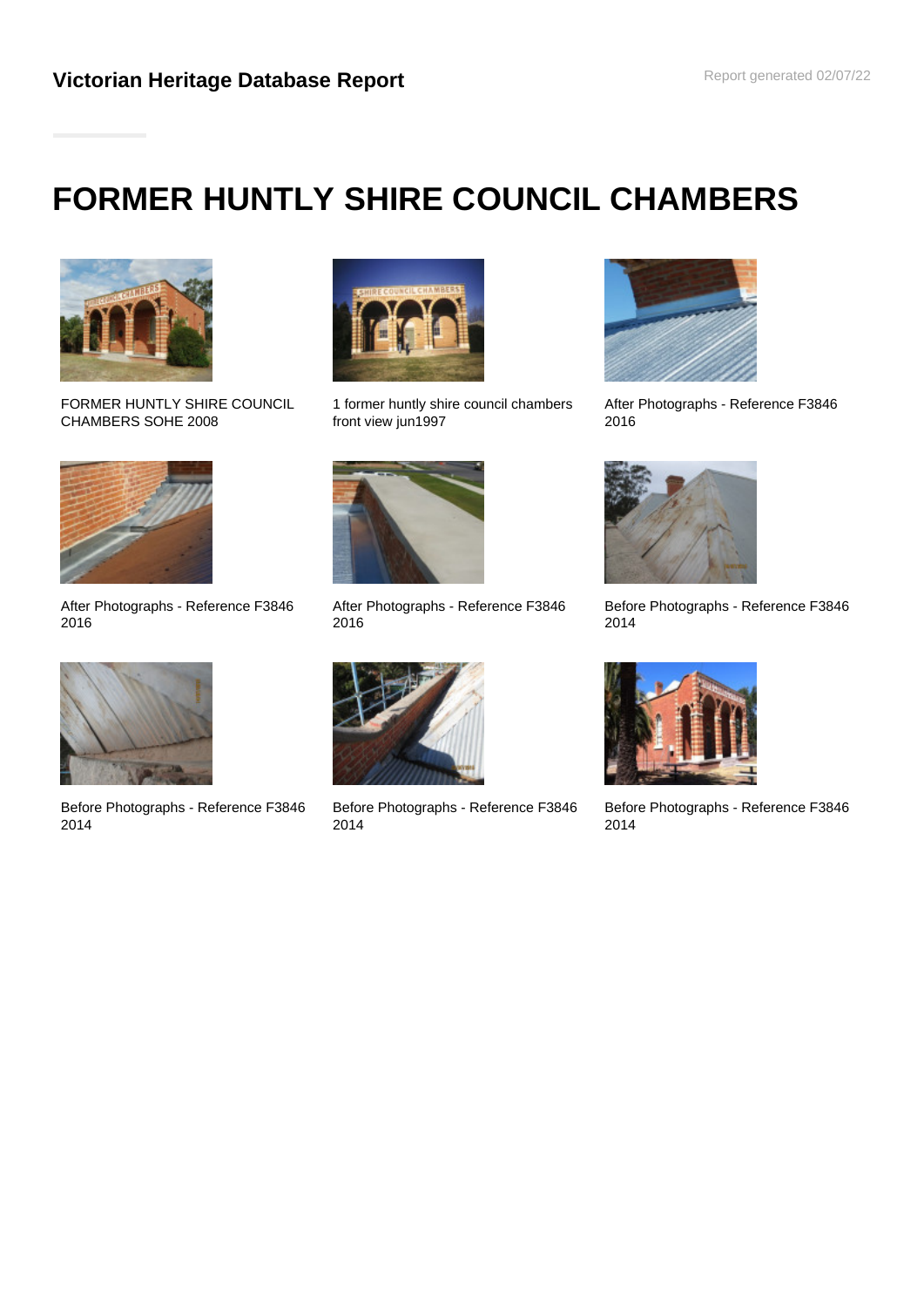## Victorian Heritage Database Report

# FORMER HUNTLY SHIRE COUNCIL CHAMBERS

FORMER HUNTLY SHIRE COUNCIL CHAMBERS SOHE 2008

1 former huntly shire council chambers front view jun1997

After Photographs - Reference F3846 2016

After Photographs - Reference F3846 2016

After Photographs - Reference F3846 2016

Before Photographs - Reference F3846 2014

Before Photographs - Reference F3846 2014

Before Photographs - Reference F3846 2014

Before Photographs - Reference F3846 2014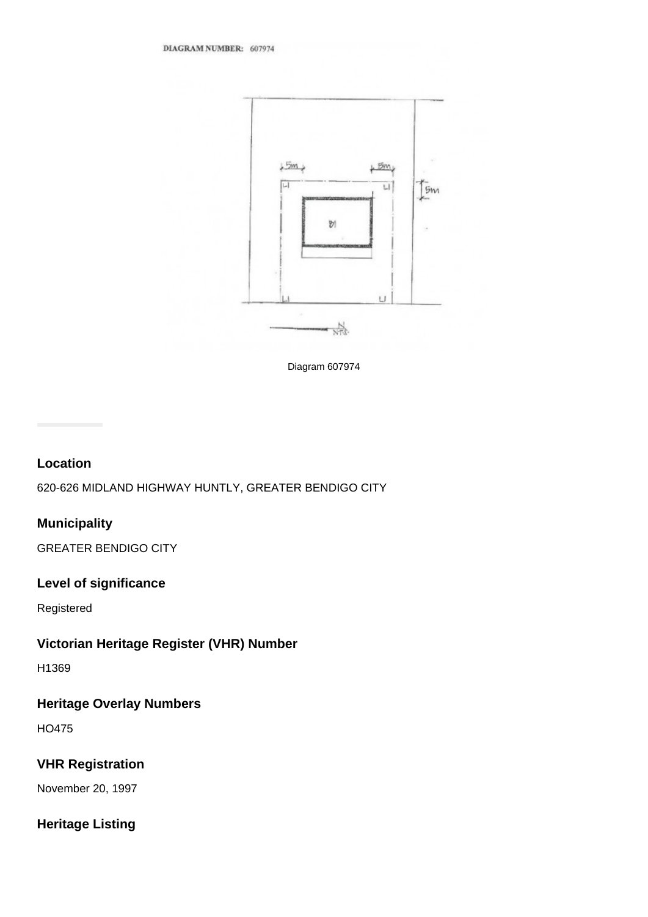DIAGRAM NUMBER: 607974

Diagram 607974

## Location

620-626 MIDLAND HIGHWAY HUNTLY, GREATER BENDIGO CITY

## Municipality

GREATER BENDIGO CITY

## Level of significance

Registered

## Victorian Heritage Register (VHR) Number

H1369

## Heritage Overlay Numbers

HO475

## VHR Registration

November 20, 1997

## Heritage Listing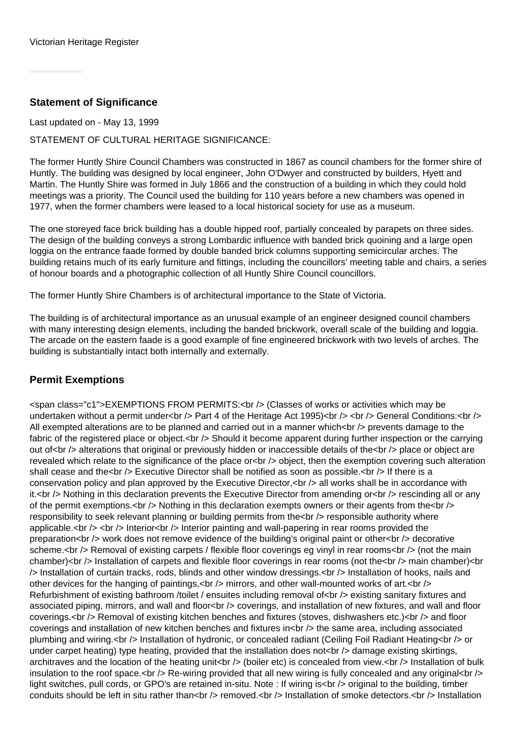Victorian Heritage Register

## Statement of Significance

Last updated on - May 13, 1999

STATEMENT OF CULTURAL HERITAGE SIGNIFICANCE:

The former Huntly Shire Council Chambers was constructed in 1867 as council chambers for the former shire of Huntly. The building was designed by local engineer, John O'Dwyer and constructed by builders, Hyett and Martin. The Huntly Shire was formed in July 1866 and the construction of a building in which they could hold meetings was a priority. The Council used the building for 110 years before a new chambers was opened in 1977, when the former chambers were leased to a local historical society for use as a museum.

The one storeyed face brick building has a double hipped roof, partially concealed by parapets on three sides. The design of the building conveys a strong Lombardic influence with banded brick quoining and a large open loggia on the entrance faade formed by double banded brick columns supporting semicircular arches. The building retains much of its early furniture and fittings, including the councillors' meeting table and chairs, a series of honour boards and a photographic collection of all Huntly Shire Council councillors.

The former Huntly Shire Chambers is of architectural importance to the State of Victoria.

The building is of architectural importance as an unusual example of an engineer designed council chambers with many interesting design elements, including the banded brickwork, overall scale of the building and loggia. The arcade on the eastern faade is a good example of fine engineered brickwork with two levels of arches. The building is substantially intact both internally and externally.

## Permit Exemptions

<span class="c1">EXEMPTIONS FROM PERMITS:<br /> (Classes of works or activities which may be undertaken without a permit under<br /> Part 4 of the Heritage Act 1995)<br /> <br /> General Conditions:<br /> All exempted alterations are to be planned and carried out in a manner which<br /> prevents damage to the fabric of the registered place or object.<br /> Should it become apparent during further inspection or the carrying out of<br /> alterations that original or previously hidden or inaccessible details of the<br /> place or object are revealed which relate to the significance of the place or<br /> object, then the exemption covering such alteration shall cease and the<br /> Executive Director shall be notified as soon as possible.<br /> If there is a conservation policy and plan approved by the Executive Director,<br /> all works shall be in accordance with it.<br /> Nothing in this declaration prevents the Executive Director from amending or<br /> rescinding all or any of the permit exemptions.<br /> Nothing in this declaration exempts owners or their agents from the<br /> responsibility to seek relevant planning or building permits from the<br /> responsible authority where applicable.<br /> <br /> Interior<br /> Interior painting and wall-papering in rear rooms provided the preparation<br /> work does not remove evidence of the building's original paint or other<br /> decorative scheme.<br /> Removal of existing carpets / flexible floor coverings eg vinyl in rear rooms<br /> (not the main chamber)<br /> Installation of carpets and flexible floor coverings in rear rooms (not the<br /> main chamber)<br /> Installation of curtain tracks, rods, blinds and other window dressings.<br /> Installation of hooks, nails and other devices for the hanging of paintings,<br /> mirrors, and other wall-mounted works of art.<br /> Refurbishment of existing bathroom /toilet / ensuites including removal of<br /> existing sanitary fixtures and associated piping, mirrors, and wall and floor<br /> coverings, and installation of new fixtures, and wall and floor coverings.<br /> Removal of existing kitchen benches and fixtures (stoves, dishwashers etc.)<br /> and floor coverings and installation of new kitchen benches and fixtures in<br /> the same area, including associated plumbing and wiring.<br /> Installation of hydronic, or concealed radiant (Ceiling Foil Radiant Heating<br /> or under carpet heating) type heating, provided that the installation does not<br /> damage existing skirtings, architraves and the location of the heating unit<br /> (boiler etc) is concealed from view.<br /> Installation of bulk insulation to the roof space.<br /> Re-wiring provided that all new wiring is fully concealed and any original<br /> light switches, pull cords, or GPO's are retained in-situ. Note : If wiring is<br /> original to the building, timber conduits should be left in situ rather than<br /> removed.<br /> Installation of smoke detectors.<br /> Installation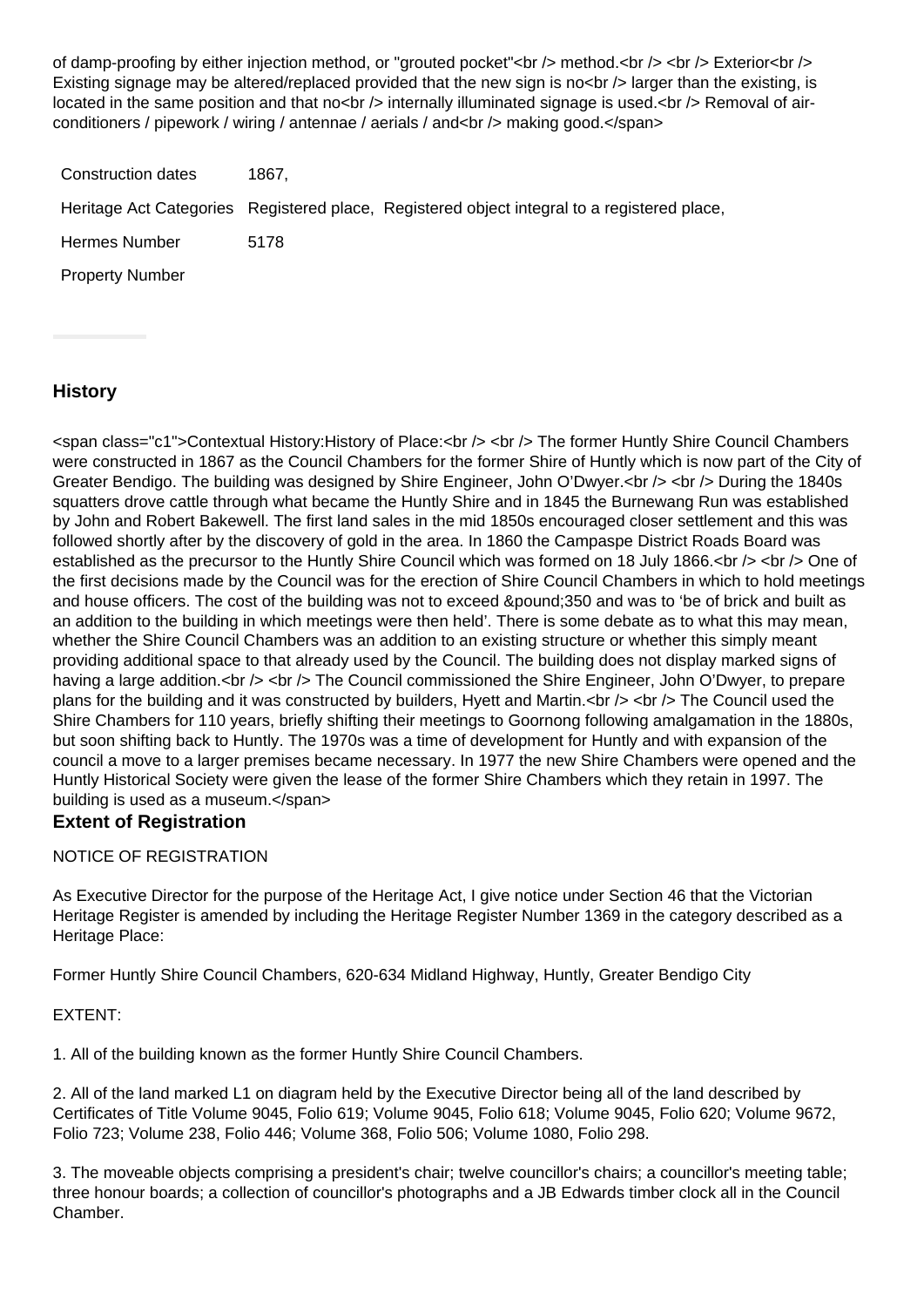of damp-proofing by either injection method, or "grouted pocket"<br /> method.<br /> <br /> Exterior<br /> Existing signage may be altered/replaced provided that the new sign is no<br /> larger than the existing, is located in the same position and that no<br /> internally illuminated signage is used.<br /> Removal of air-conditioners / pipework / wiring / antennae / aerials / and<br /> making good.</span>

| | |
|---|---|
| Construction dates | 1867, |
| Heritage Act Categories | Registered place, Registered object integral to a registered place, |
| Hermes Number | 5178 |
| Property Number | |

## History

<span class="c1">Contextual History:History of Place:<br /> <br /> The former Huntly Shire Council Chambers were constructed in 1867 as the Council Chambers for the former Shire of Huntly which is now part of the City of Greater Bendigo. The building was designed by Shire Engineer, John O'Dwyer.<br /> <br /> During the 1840s squatters drove cattle through what became the Huntly Shire and in 1845 the Burnewang Run was established by John and Robert Bakewell. The first land sales in the mid 1850s encouraged closer settlement and this was followed shortly after by the discovery of gold in the area. In 1860 the Campaspe District Roads Board was established as the precursor to the Huntly Shire Council which was formed on 18 July 1866.<br /> <br /> One of the first decisions made by the Council was for the erection of Shire Council Chambers in which to hold meetings and house officers. The cost of the building was not to exceed &pound;350 and was to 'be of brick and built as an addition to the building in which meetings were then held'. There is some debate as to what this may mean, whether the Shire Council Chambers was an addition to an existing structure or whether this simply meant providing additional space to that already used by the Council. The building does not display marked signs of having a large addition.<br /> <br /> The Council commissioned the Shire Engineer, John O'Dwyer, to prepare plans for the building and it was constructed by builders, Hyett and Martin.<br /> <br /> The Council used the Shire Chambers for 110 years, briefly shifting their meetings to Goornong following amalgamation in the 1880s, but soon shifting back to Huntly. The 1970s was a time of development for Huntly and with expansion of the council a move to a larger premises became necessary. In 1977 the new Shire Chambers were opened and the Huntly Historical Society were given the lease of the former Shire Chambers which they retain in 1997. The building is used as a museum.</span>

## Extent of Registration

NOTICE OF REGISTRATION

As Executive Director for the purpose of the Heritage Act, I give notice under Section 46 that the Victorian Heritage Register is amended by including the Heritage Register Number 1369 in the category described as a Heritage Place:

Former Huntly Shire Council Chambers, 620-634 Midland Highway, Huntly, Greater Bendigo City

EXTENT:

1. All of the building known as the former Huntly Shire Council Chambers.

2. All of the land marked L1 on diagram held by the Executive Director being all of the land described by Certificates of Title Volume 9045, Folio 619; Volume 9045, Folio 618; Volume 9045, Folio 620; Volume 9672, Folio 723; Volume 238, Folio 446; Volume 368, Folio 506; Volume 1080, Folio 298.

3. The moveable objects comprising a president's chair; twelve councillor's chairs; a councillor's meeting table; three honour boards; a collection of councillor's photographs and a JB Edwards timber clock all in the Council Chamber.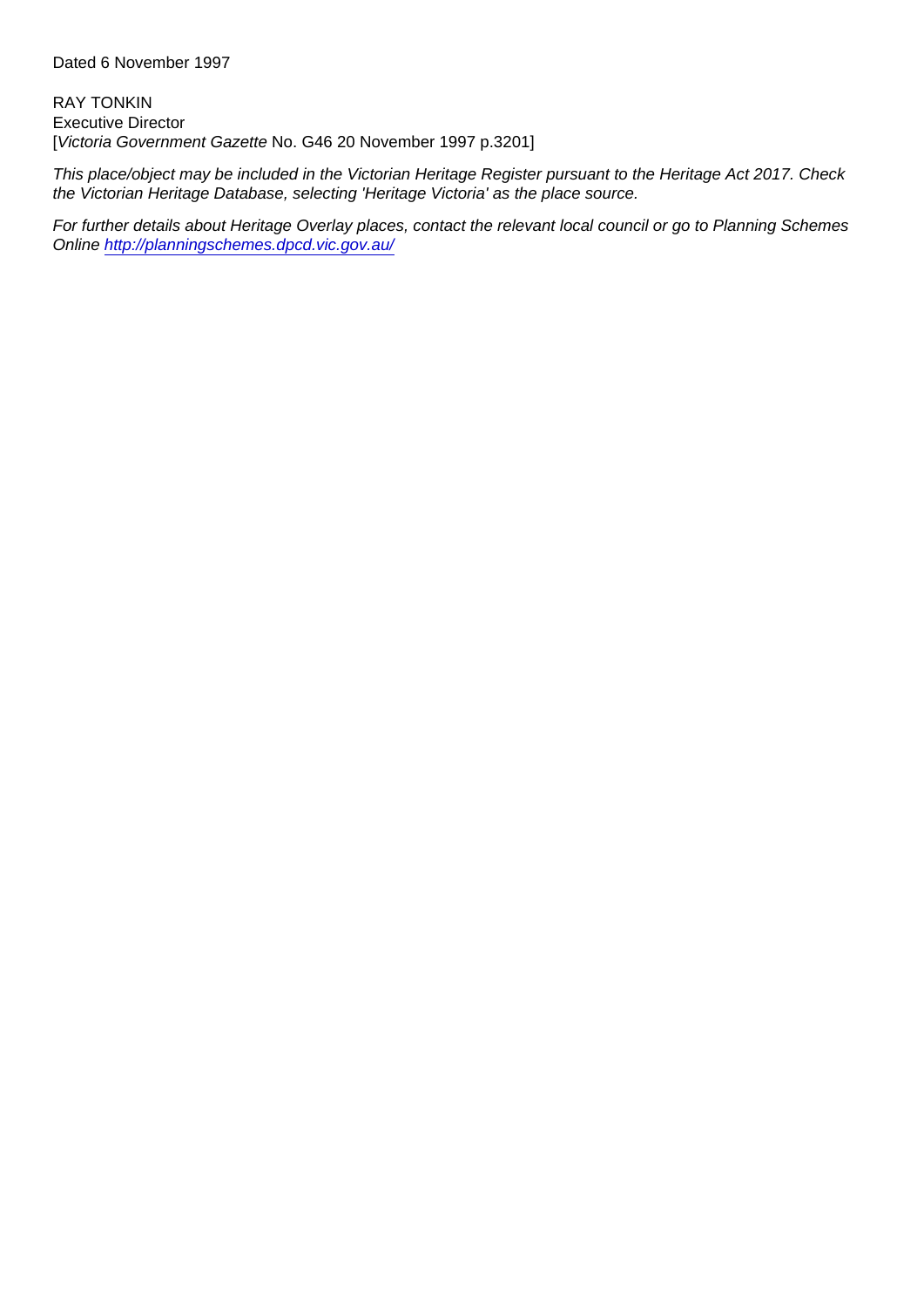Dated 6 November 1997

RAY TONKIN
Executive Director
[*Victoria Government Gazette* No. G46 20 November 1997 p.3201]

*This place/object may be included in the Victorian Heritage Register pursuant to the Heritage Act 2017. Check the Victorian Heritage Database, selecting 'Heritage Victoria' as the place source.*

*For further details about Heritage Overlay places, contact the relevant local council or go to Planning Schemes Online [http://planningschemes.dpcd.vic.gov.au/](http://planningschemes.dpcd.vic.gov.au/)*